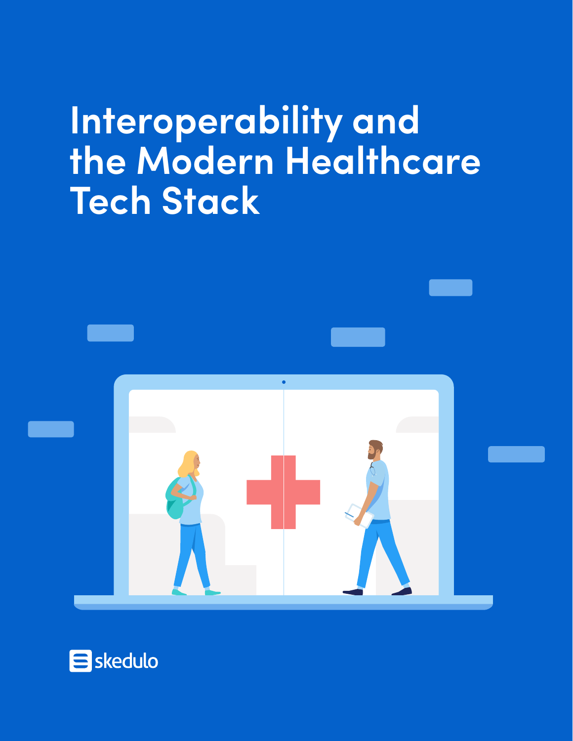# Interoperability and the Modern Healthcare Tech Stack

skedulo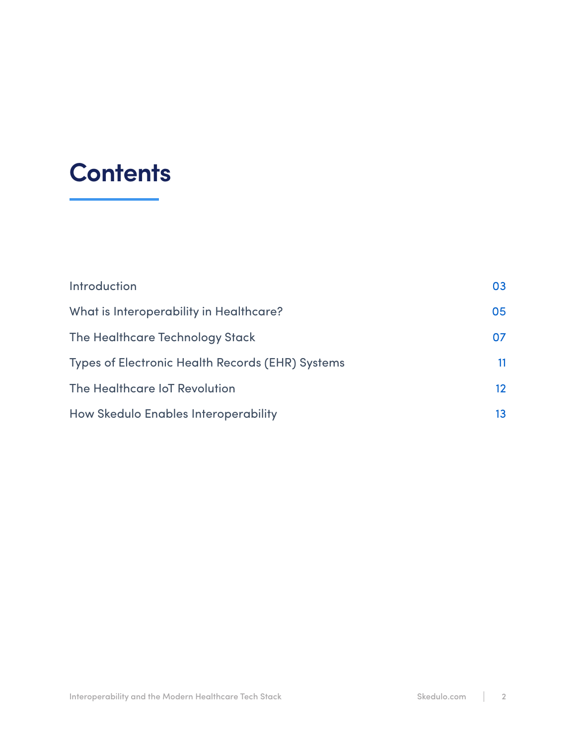# Contents

| | |
|---|---|
| Introduction | 03 |
| What is Interoperability in Healthcare? | 05 |
| The Healthcare Technology Stack | 07 |
| Types of Electronic Health Records (EHR) Systems | 11 |
| The Healthcare IoT Revolution | 12 |
| How Skedulo Enables Interoperability | 13 |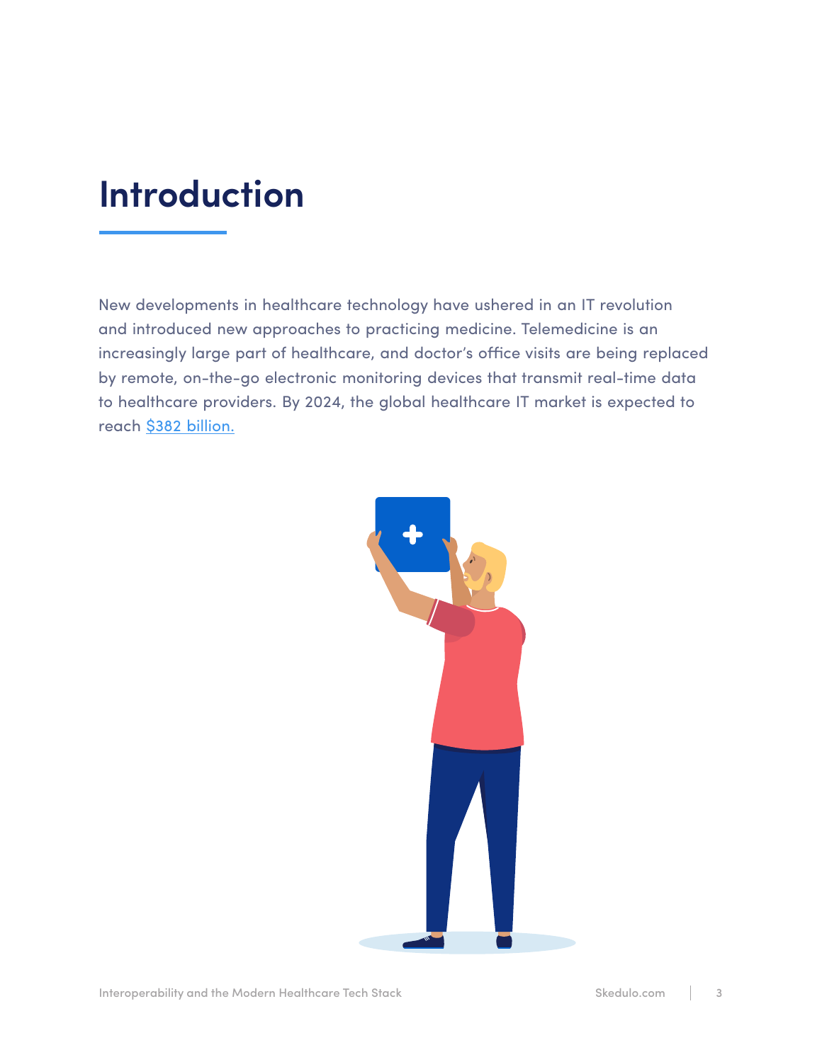# Introduction

New developments in healthcare technology have ushered in an IT revolution and introduced new approaches to practicing medicine. Telemedicine is an increasingly large part of healthcare, and doctor's office visits are being replaced by remote, on-the-go electronic monitoring devices that transmit real-time data to healthcare providers. By 2024, the global healthcare IT market is expected to reach $382 billion.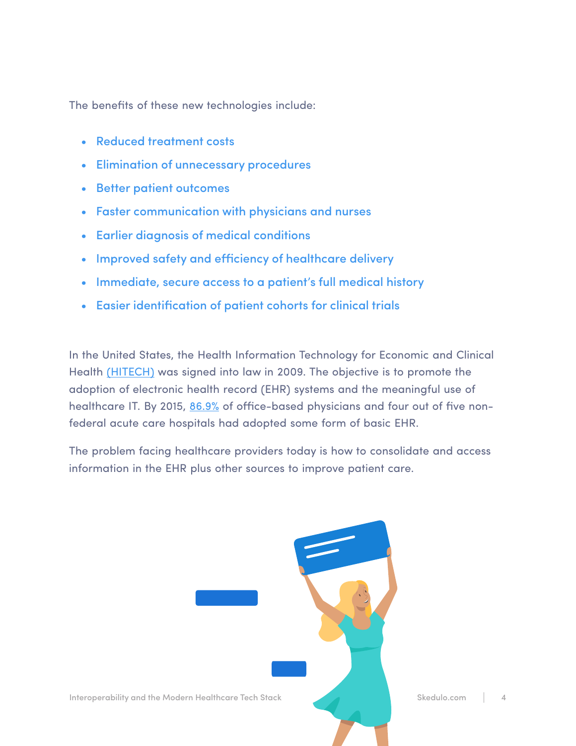The benefits of these new technologies include:

- Reduced treatment costs
- Elimination of unnecessary procedures
- Better patient outcomes
- Faster communication with physicians and nurses
- Earlier diagnosis of medical conditions
- Improved safety and efficiency of healthcare delivery
- Immediate, secure access to a patient's full medical history
- Easier identification of patient cohorts for clinical trials

In the United States, the Health Information Technology for Economic and Clinical Health (HITECH) was signed into law in 2009. The objective is to promote the adoption of electronic health record (EHR) systems and the meaningful use of healthcare IT. By 2015, 86.9% of office-based physicians and four out of five non-federal acute care hospitals had adopted some form of basic EHR.

The problem facing healthcare providers today is how to consolidate and access information in the EHR plus other sources to improve patient care.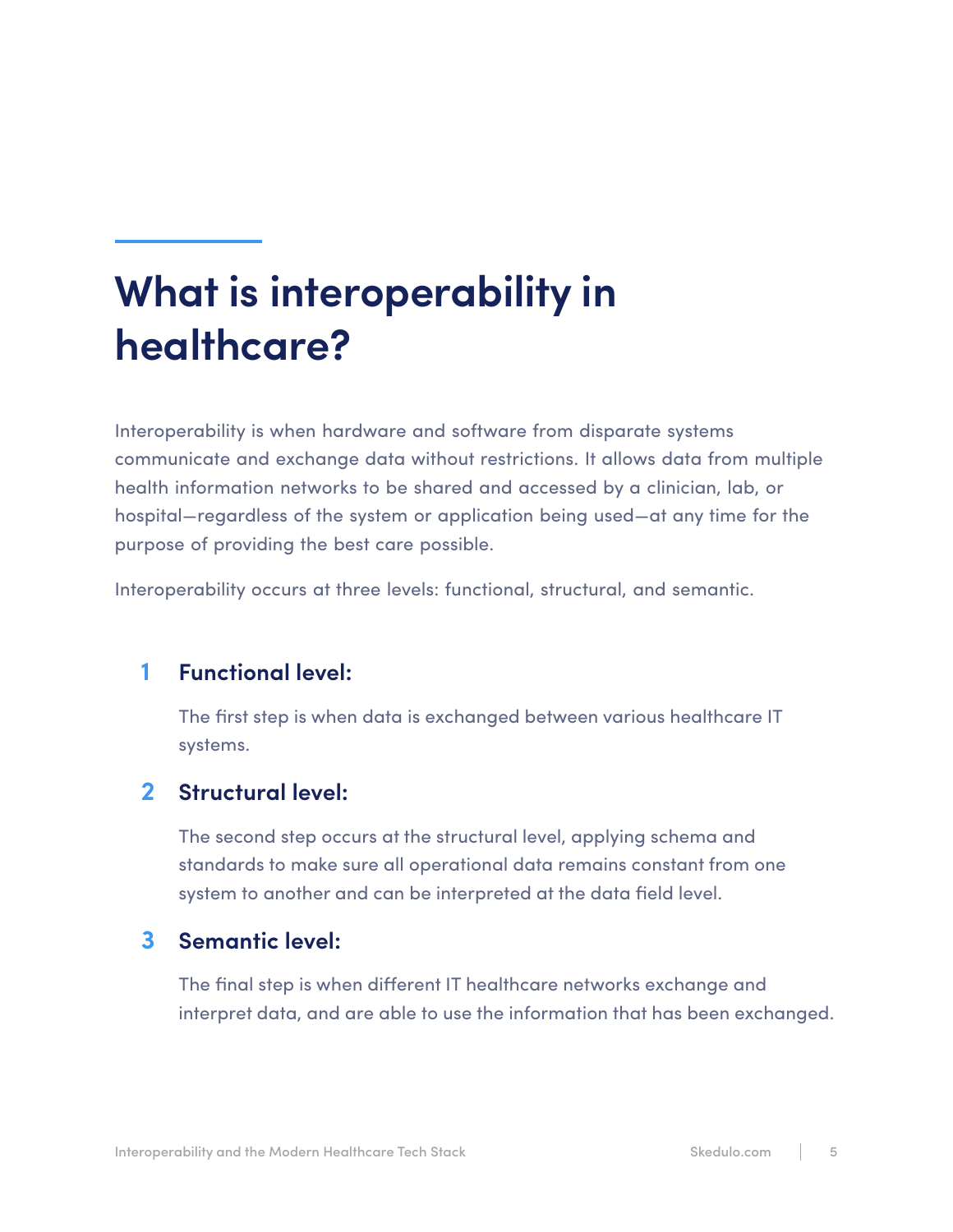# What is interoperability in healthcare?

Interoperability is when hardware and software from disparate systems communicate and exchange data without restrictions. It allows data from multiple health information networks to be shared and accessed by a clinician, lab, or hospital—regardless of the system or application being used—at any time for the purpose of providing the best care possible.

Interoperability occurs at three levels: functional, structural, and semantic.

1. **Functional level:**

   The first step is when data is exchanged between various healthcare IT systems.

2. **Structural level:**

   The second step occurs at the structural level, applying schema and standards to make sure all operational data remains constant from one system to another and can be interpreted at the data field level.

3. **Semantic level:**

   The final step is when different IT healthcare networks exchange and interpret data, and are able to use the information that has been exchanged.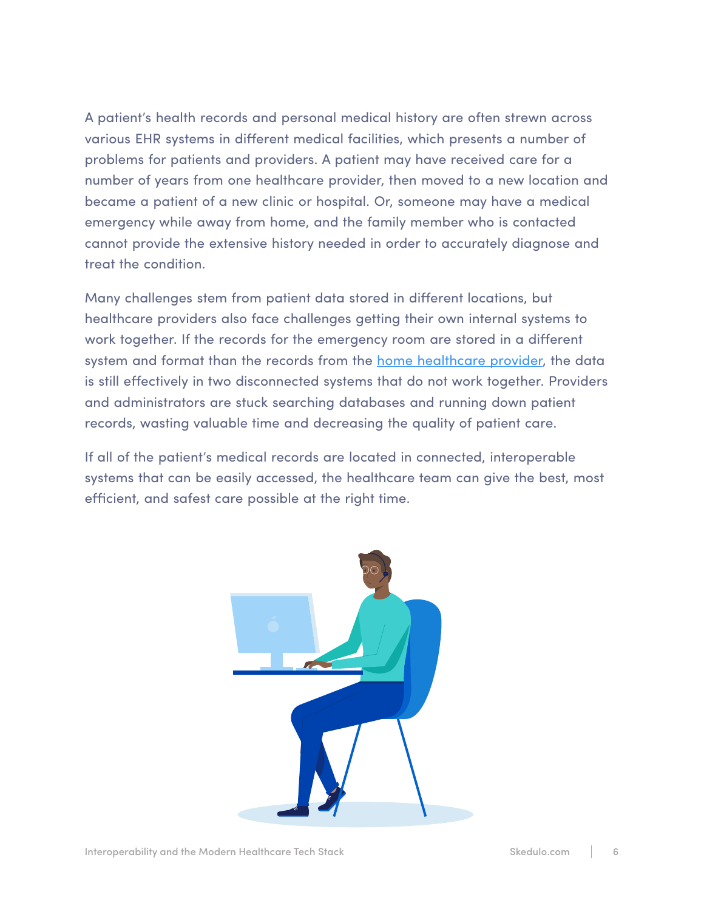A patient's health records and personal medical history are often strewn across various EHR systems in different medical facilities, which presents a number of problems for patients and providers. A patient may have received care for a number of years from one healthcare provider, then moved to a new location and became a patient of a new clinic or hospital. Or, someone may have a medical emergency while away from home, and the family member who is contacted cannot provide the extensive history needed in order to accurately diagnose and treat the condition.

Many challenges stem from patient data stored in different locations, but healthcare providers also face challenges getting their own internal systems to work together. If the records for the emergency room are stored in a different system and format than the records from the home healthcare provider, the data is still effectively in two disconnected systems that do not work together. Providers and administrators are stuck searching databases and running down patient records, wasting valuable time and decreasing the quality of patient care.

If all of the patient's medical records are located in connected, interoperable systems that can be easily accessed, the healthcare team can give the best, most efficient, and safest care possible at the right time.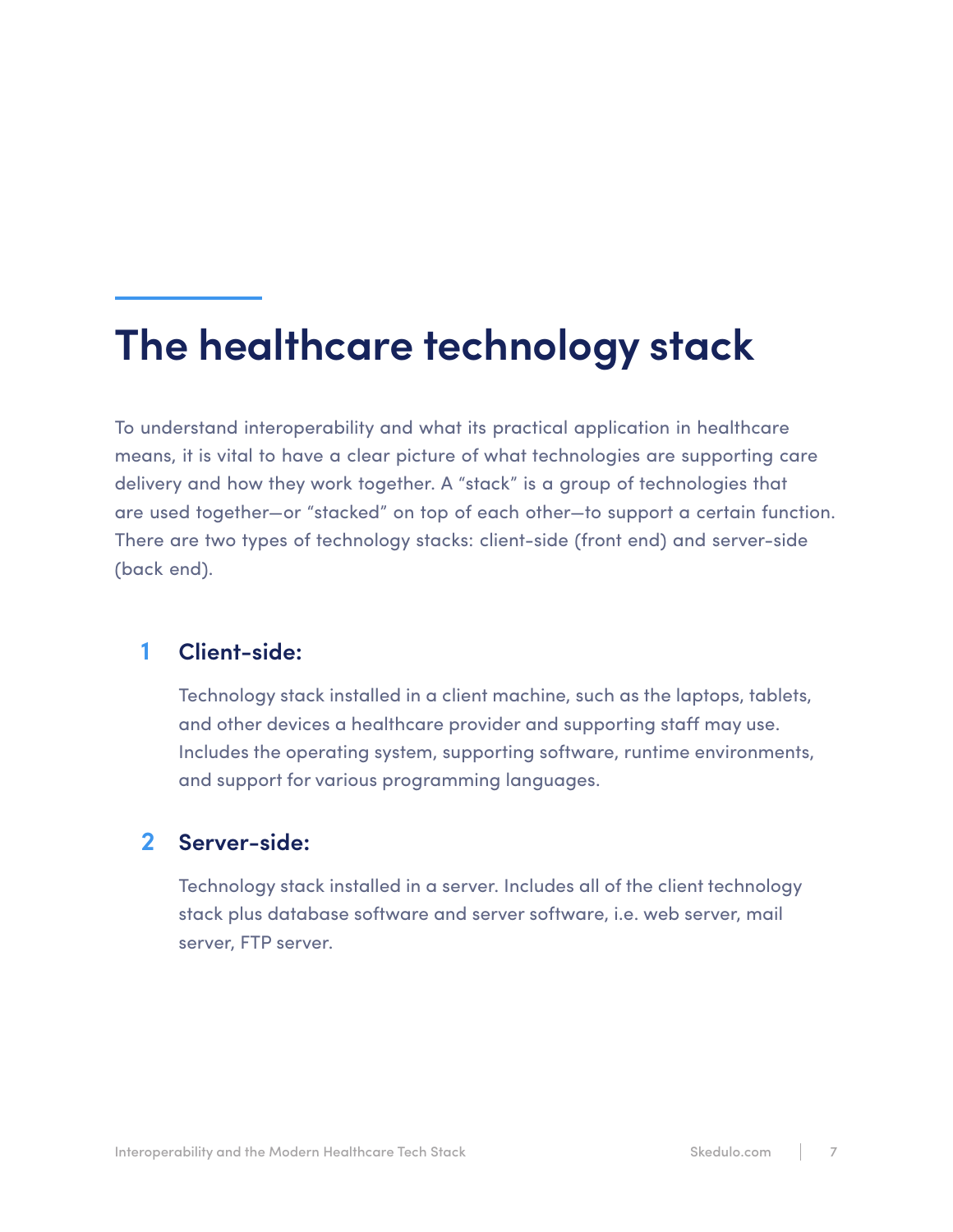# The healthcare technology stack

To understand interoperability and what its practical application in healthcare means, it is vital to have a clear picture of what technologies are supporting care delivery and how they work together. A "stack" is a group of technologies that are used together—or "stacked" on top of each other—to support a certain function. There are two types of technology stacks: client-side (front end) and server-side (back end).

1. **Client-side:**

   Technology stack installed in a client machine, such as the laptops, tablets, and other devices a healthcare provider and supporting staff may use. Includes the operating system, supporting software, runtime environments, and support for various programming languages.

2. **Server-side:**

   Technology stack installed in a server. Includes all of the client technology stack plus database software and server software, i.e. web server, mail server, FTP server.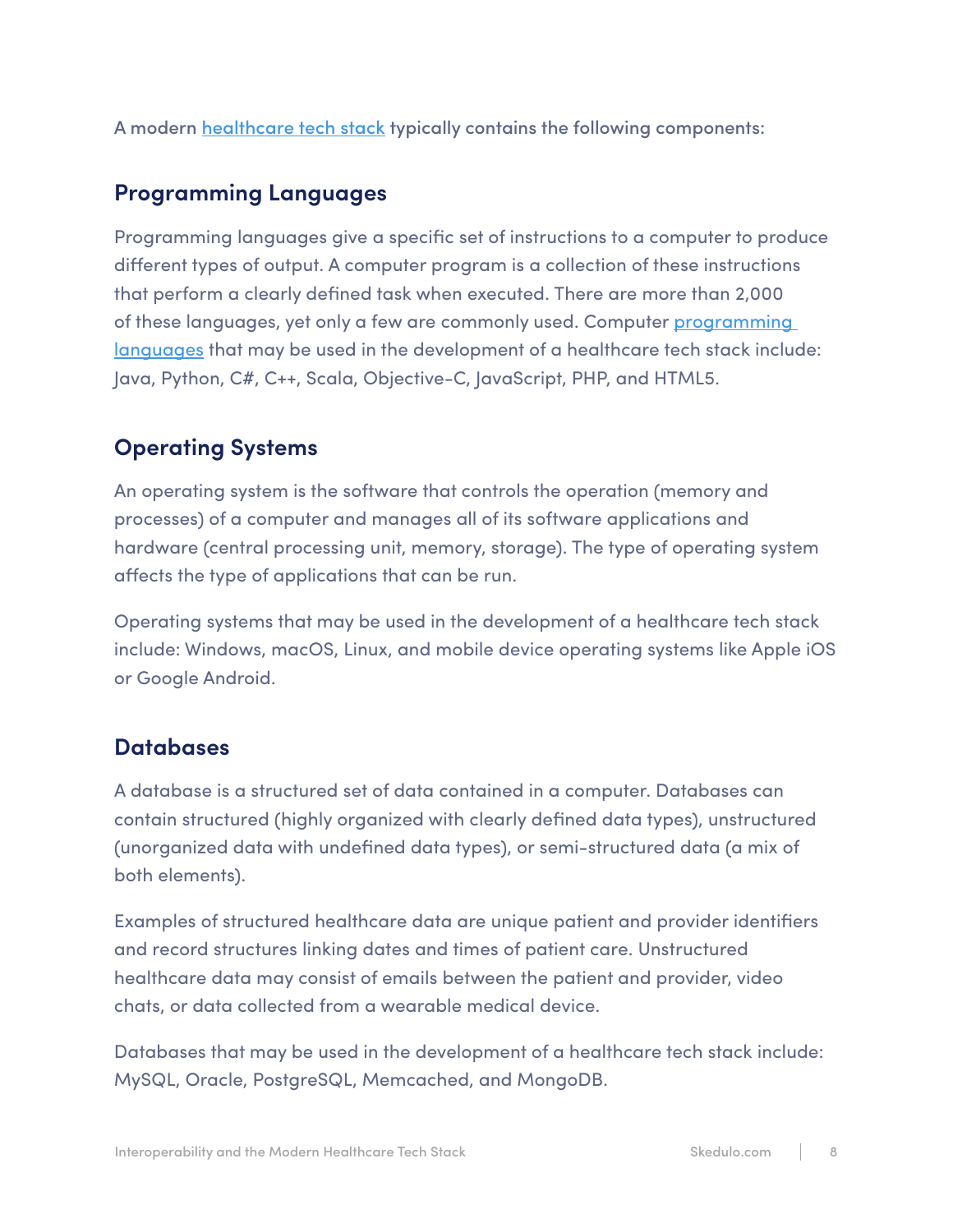A modern healthcare tech stack typically contains the following components:

## Programming Languages

Programming languages give a specific set of instructions to a computer to produce different types of output. A computer program is a collection of these instructions that perform a clearly defined task when executed. There are more than 2,000 of these languages, yet only a few are commonly used. Computer programming languages that may be used in the development of a healthcare tech stack include: Java, Python, C#, C++, Scala, Objective-C, JavaScript, PHP, and HTML5.

## Operating Systems

An operating system is the software that controls the operation (memory and processes) of a computer and manages all of its software applications and hardware (central processing unit, memory, storage). The type of operating system affects the type of applications that can be run.

Operating systems that may be used in the development of a healthcare tech stack include: Windows, macOS, Linux, and mobile device operating systems like Apple iOS or Google Android.

## Databases

A database is a structured set of data contained in a computer. Databases can contain structured (highly organized with clearly defined data types), unstructured (unorganized data with undefined data types), or semi-structured data (a mix of both elements).

Examples of structured healthcare data are unique patient and provider identifiers and record structures linking dates and times of patient care. Unstructured healthcare data may consist of emails between the patient and provider, video chats, or data collected from a wearable medical device.

Databases that may be used in the development of a healthcare tech stack include: MySQL, Oracle, PostgreSQL, Memcached, and MongoDB.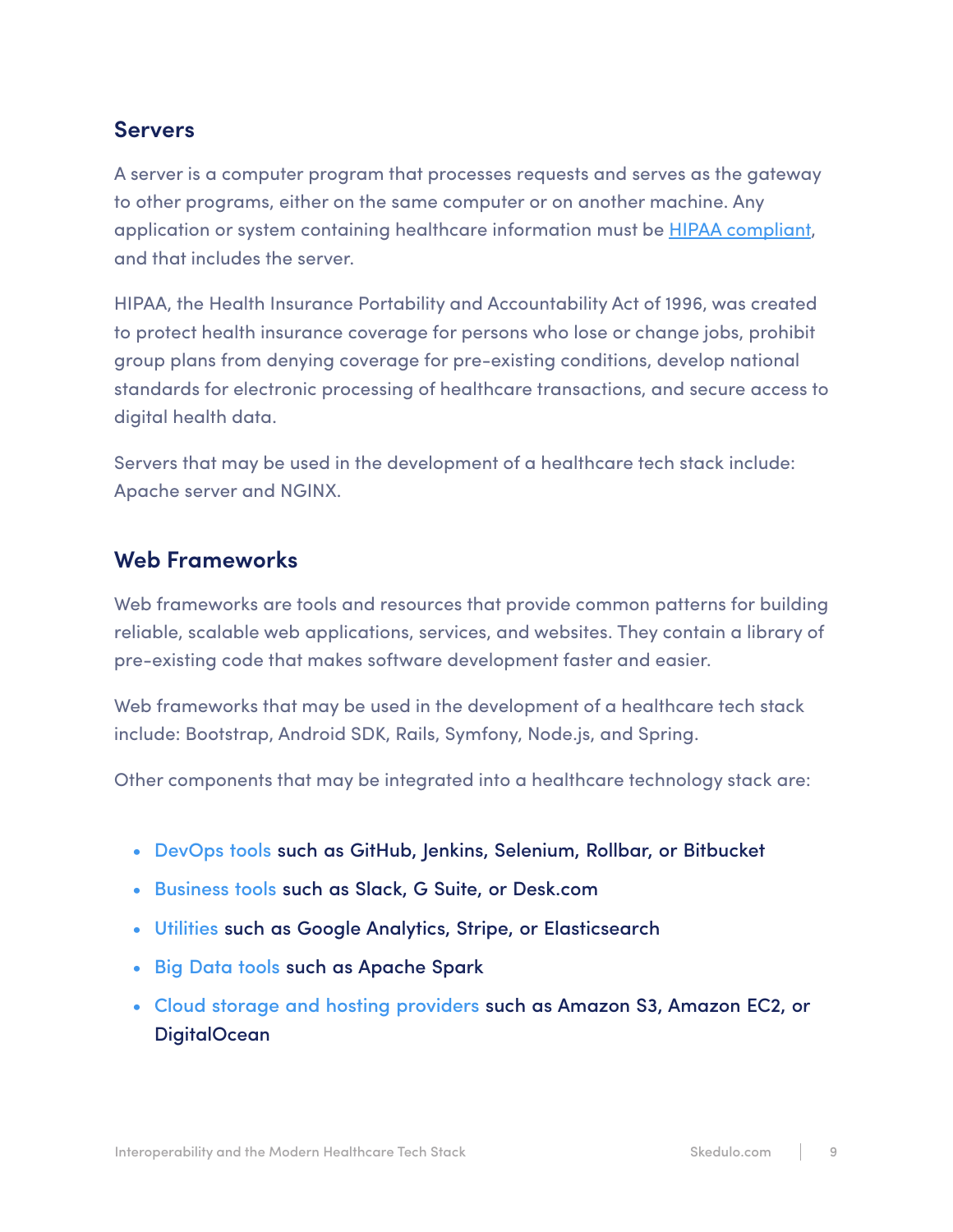## Servers

A server is a computer program that processes requests and serves as the gateway to other programs, either on the same computer or on another machine. Any application or system containing healthcare information must be HIPAA compliant, and that includes the server.

HIPAA, the Health Insurance Portability and Accountability Act of 1996, was created to protect health insurance coverage for persons who lose or change jobs, prohibit group plans from denying coverage for pre-existing conditions, develop national standards for electronic processing of healthcare transactions, and secure access to digital health data.

Servers that may be used in the development of a healthcare tech stack include: Apache server and NGINX.

## Web Frameworks

Web frameworks are tools and resources that provide common patterns for building reliable, scalable web applications, services, and websites. They contain a library of pre-existing code that makes software development faster and easier.

Web frameworks that may be used in the development of a healthcare tech stack include: Bootstrap, Android SDK, Rails, Symfony, Node.js, and Spring.

Other components that may be integrated into a healthcare technology stack are:

- DevOps tools such as GitHub, Jenkins, Selenium, Rollbar, or Bitbucket
- Business tools such as Slack, G Suite, or Desk.com
- Utilities such as Google Analytics, Stripe, or Elasticsearch
- Big Data tools such as Apache Spark
- Cloud storage and hosting providers such as Amazon S3, Amazon EC2, or DigitalOcean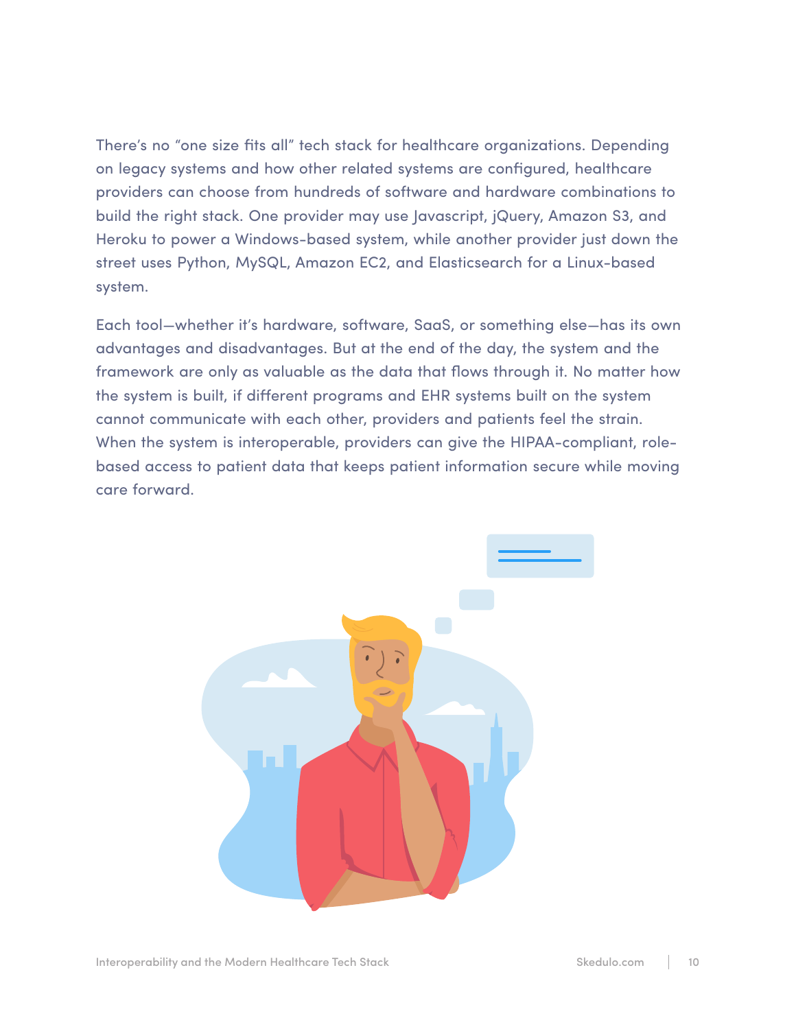There's no "one size fits all" tech stack for healthcare organizations. Depending on legacy systems and how other related systems are configured, healthcare providers can choose from hundreds of software and hardware combinations to build the right stack. One provider may use Javascript, jQuery, Amazon S3, and Heroku to power a Windows-based system, while another provider just down the street uses Python, MySQL, Amazon EC2, and Elasticsearch for a Linux-based system.

Each tool—whether it's hardware, software, SaaS, or something else—has its own advantages and disadvantages. But at the end of the day, the system and the framework are only as valuable as the data that flows through it. No matter how the system is built, if different programs and EHR systems built on the system cannot communicate with each other, providers and patients feel the strain. When the system is interoperable, providers can give the HIPAA-compliant, role-based access to patient data that keeps patient information secure while moving care forward.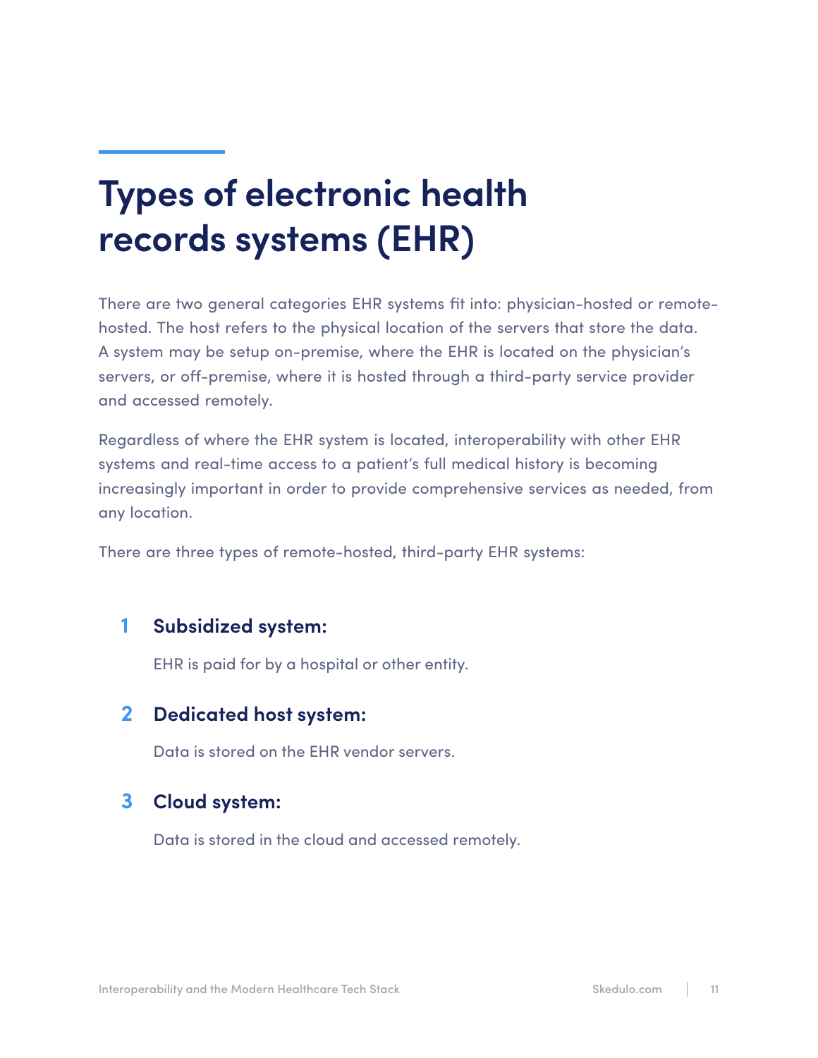# Types of electronic health records systems (EHR)

There are two general categories EHR systems fit into: physician-hosted or remote-hosted. The host refers to the physical location of the servers that store the data. A system may be setup on-premise, where the EHR is located on the physician's servers, or off-premise, where it is hosted through a third-party service provider and accessed remotely.

Regardless of where the EHR system is located, interoperability with other EHR systems and real-time access to a patient's full medical history is becoming increasingly important in order to provide comprehensive services as needed, from any location.

There are three types of remote-hosted, third-party EHR systems:

1. **Subsidized system:**

   EHR is paid for by a hospital or other entity.

2. **Dedicated host system:**

   Data is stored on the EHR vendor servers.

3. **Cloud system:**

   Data is stored in the cloud and accessed remotely.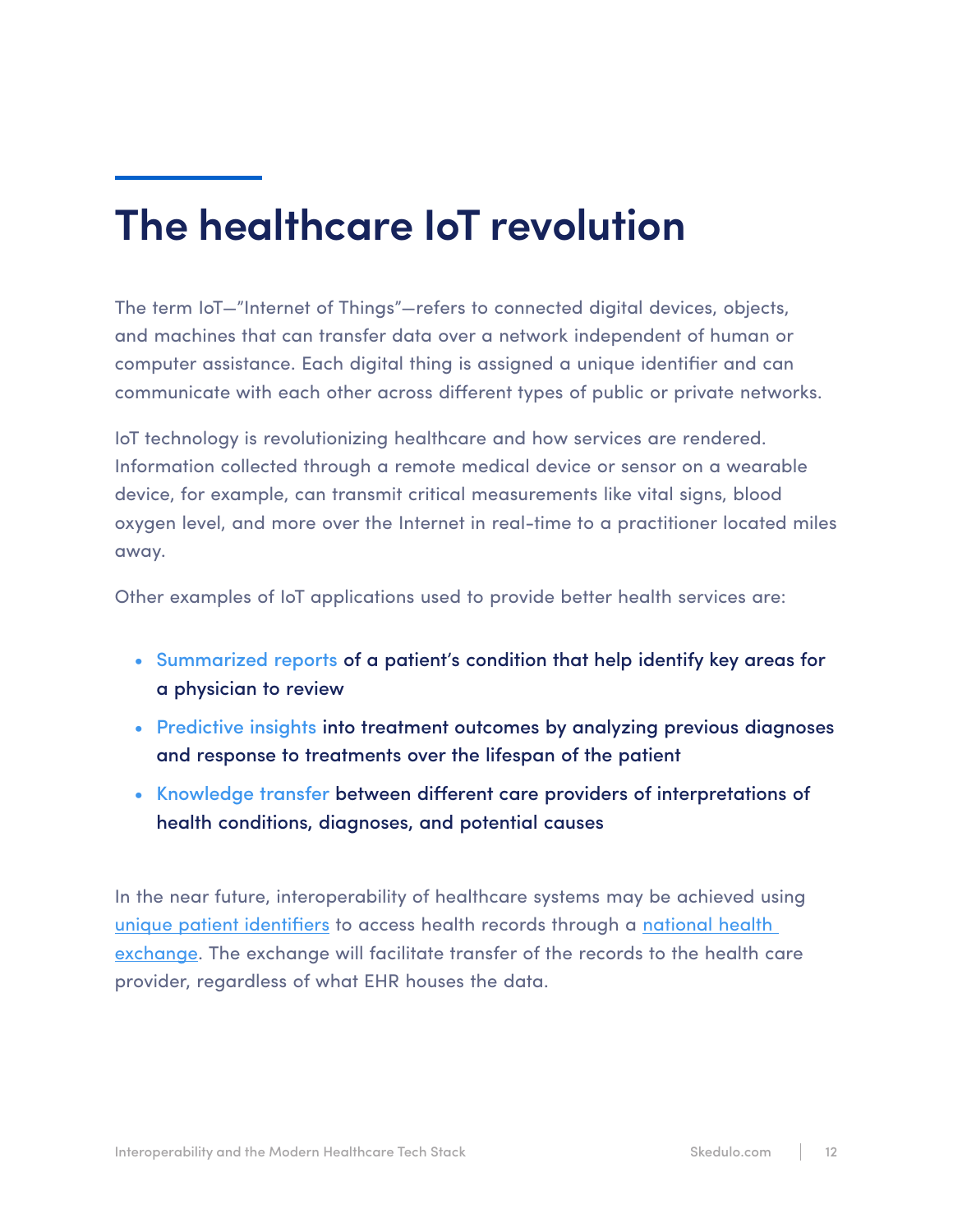# The healthcare IoT revolution

The term IoT—"Internet of Things"—refers to connected digital devices, objects, and machines that can transfer data over a network independent of human or computer assistance. Each digital thing is assigned a unique identifier and can communicate with each other across different types of public or private networks.

IoT technology is revolutionizing healthcare and how services are rendered. Information collected through a remote medical device or sensor on a wearable device, for example, can transmit critical measurements like vital signs, blood oxygen level, and more over the Internet in real-time to a practitioner located miles away.

Other examples of IoT applications used to provide better health services are:

- **Summarized reports** of a patient's condition that help identify key areas for a physician to review
- **Predictive insights** into treatment outcomes by analyzing previous diagnoses and response to treatments over the lifespan of the patient
- **Knowledge transfer** between different care providers of interpretations of health conditions, diagnoses, and potential causes

In the near future, interoperability of healthcare systems may be achieved using unique patient identifiers to access health records through a national health exchange. The exchange will facilitate transfer of the records to the health care provider, regardless of what EHR houses the data.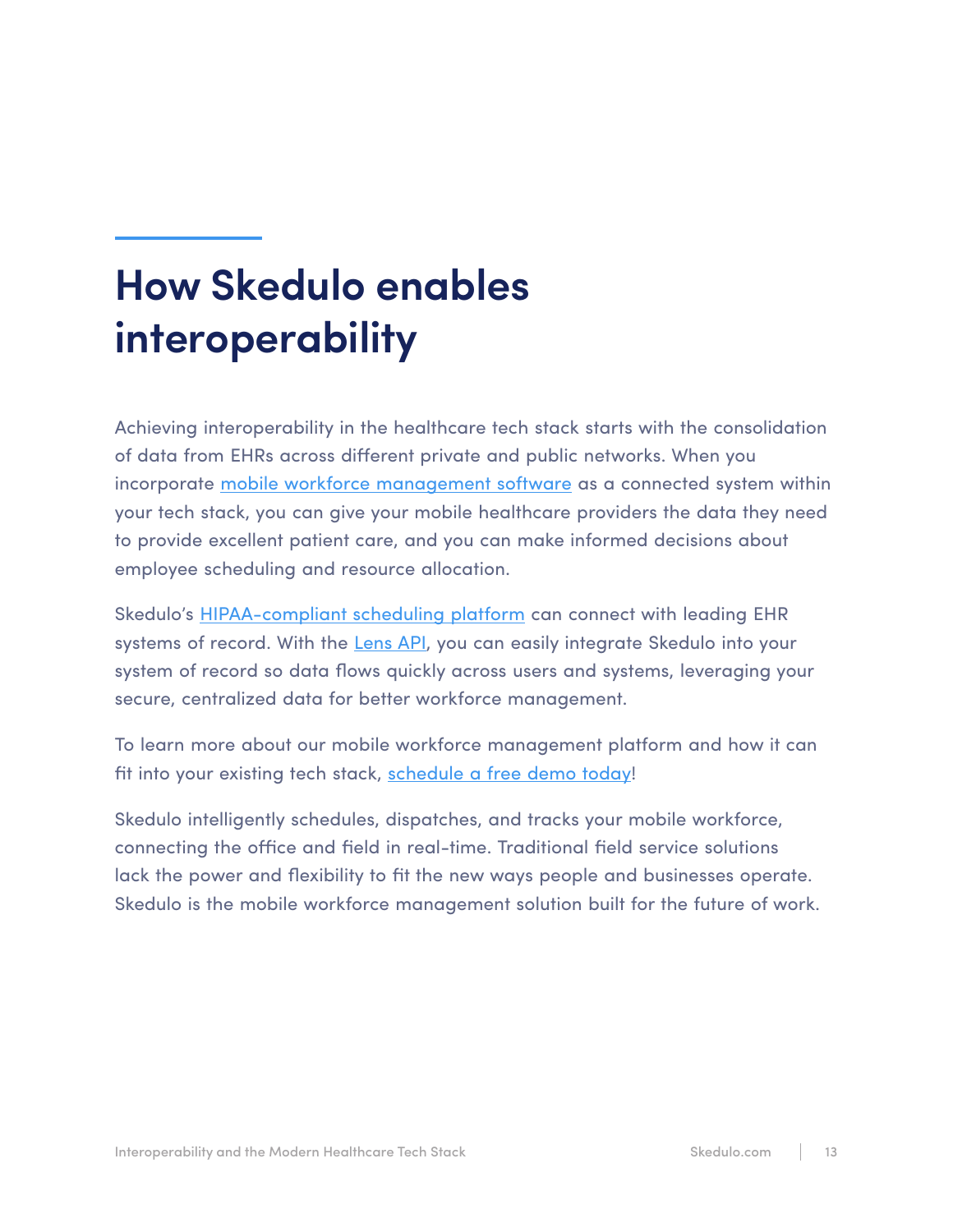# How Skedulo enables interoperability

Achieving interoperability in the healthcare tech stack starts with the consolidation of data from EHRs across different private and public networks. When you incorporate mobile workforce management software as a connected system within your tech stack, you can give your mobile healthcare providers the data they need to provide excellent patient care, and you can make informed decisions about employee scheduling and resource allocation.

Skedulo's HIPAA-compliant scheduling platform can connect with leading EHR systems of record. With the Lens API, you can easily integrate Skedulo into your system of record so data flows quickly across users and systems, leveraging your secure, centralized data for better workforce management.

To learn more about our mobile workforce management platform and how it can fit into your existing tech stack, schedule a free demo today!

Skedulo intelligently schedules, dispatches, and tracks your mobile workforce, connecting the office and field in real-time. Traditional field service solutions lack the power and flexibility to fit the new ways people and businesses operate. Skedulo is the mobile workforce management solution built for the future of work.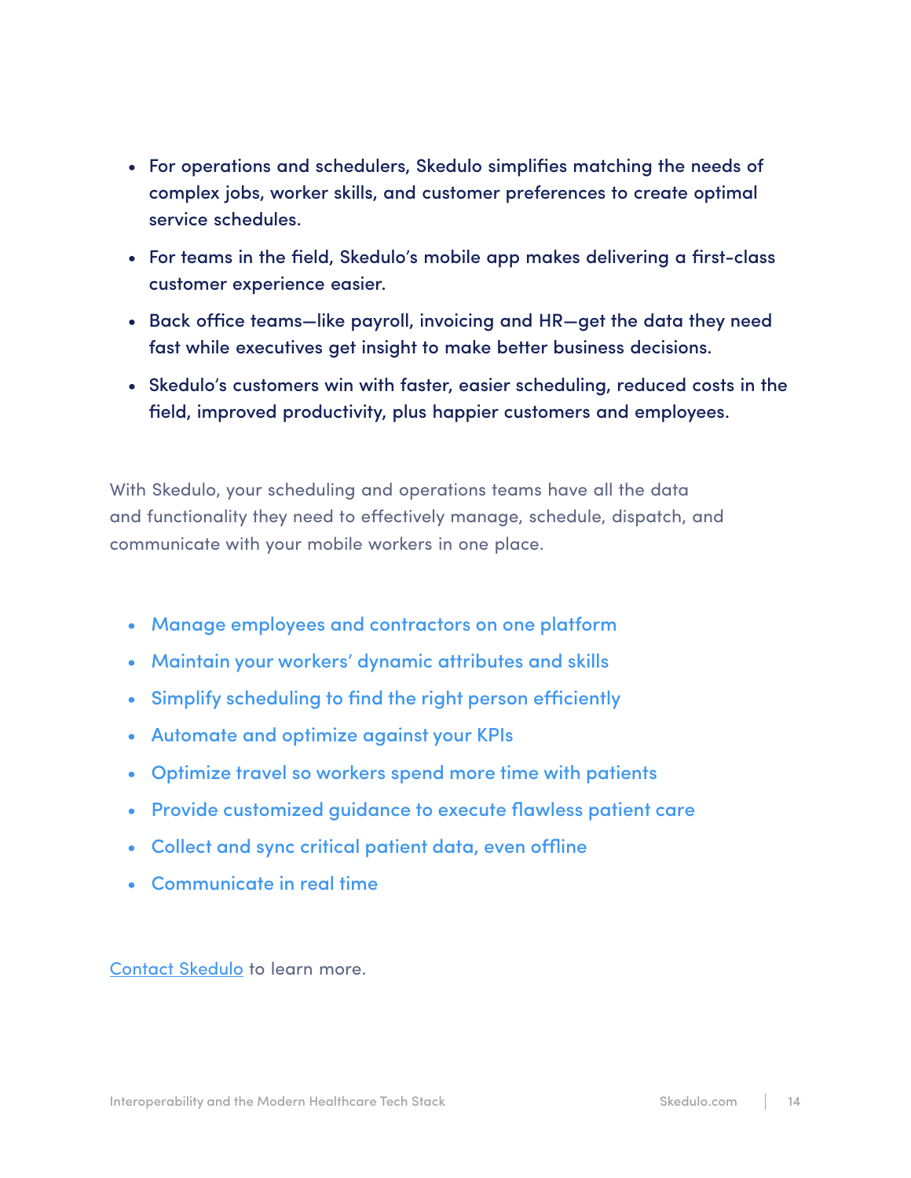- For operations and schedulers, Skedulo simplifies matching the needs of complex jobs, worker skills, and customer preferences to create optimal service schedules.
- For teams in the field, Skedulo's mobile app makes delivering a first-class customer experience easier.
- Back office teams—like payroll, invoicing and HR—get the data they need fast while executives get insight to make better business decisions.
- Skedulo's customers win with faster, easier scheduling, reduced costs in the field, improved productivity, plus happier customers and employees.

With Skedulo, your scheduling and operations teams have all the data and functionality they need to effectively manage, schedule, dispatch, and communicate with your mobile workers in one place.

- Manage employees and contractors on one platform
- Maintain your workers' dynamic attributes and skills
- Simplify scheduling to find the right person efficiently
- Automate and optimize against your KPIs
- Optimize travel so workers spend more time with patients
- Provide customized guidance to execute flawless patient care
- Collect and sync critical patient data, even offline
- Communicate in real time

Contact Skedulo to learn more.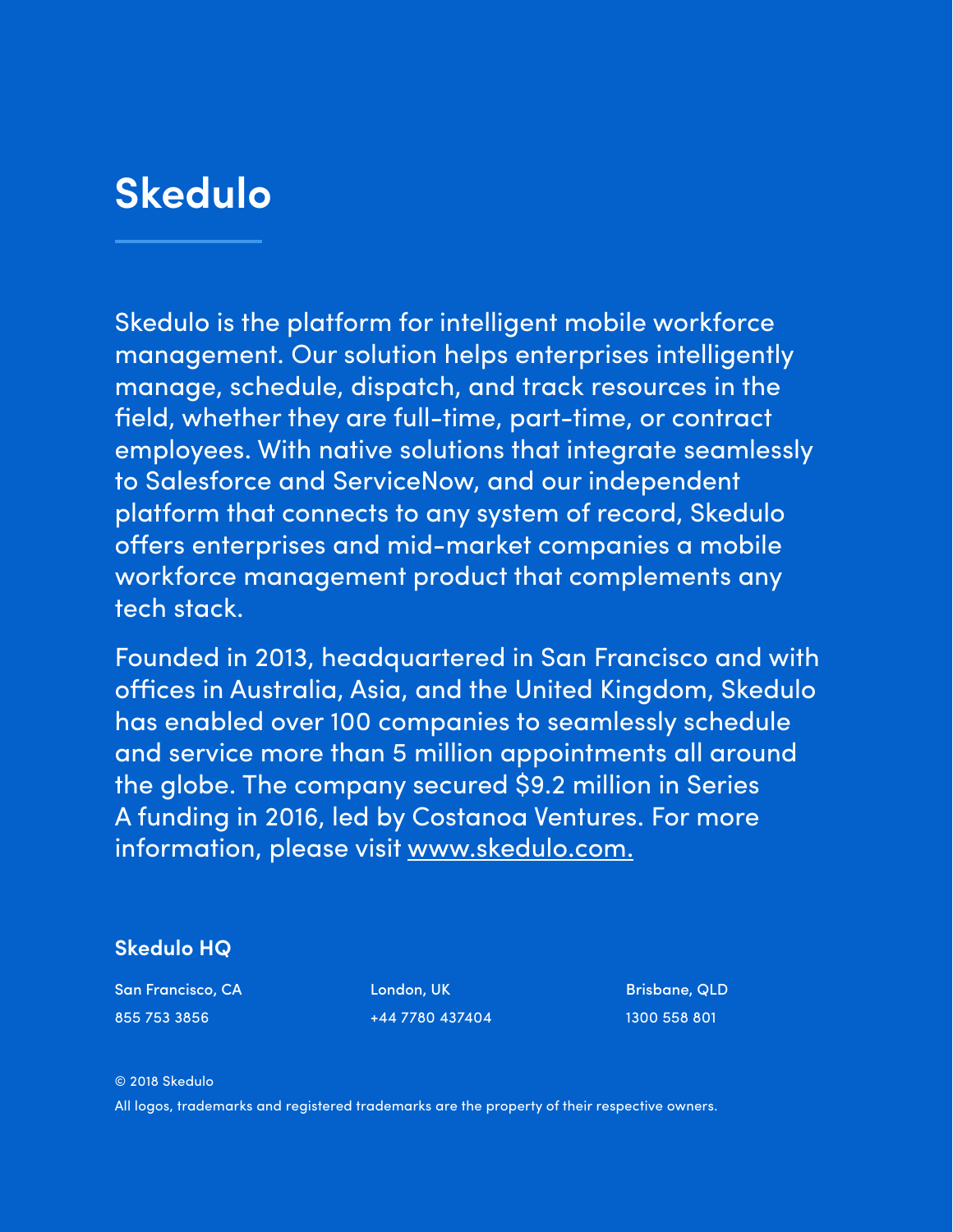# Skedulo

Skedulo is the platform for intelligent mobile workforce management. Our solution helps enterprises intelligently manage, schedule, dispatch, and track resources in the field, whether they are full-time, part-time, or contract employees. With native solutions that integrate seamlessly to Salesforce and ServiceNow, and our independent platform that connects to any system of record, Skedulo offers enterprises and mid-market companies a mobile workforce management product that complements any tech stack.

Founded in 2013, headquartered in San Francisco and with offices in Australia, Asia, and the United Kingdom, Skedulo has enabled over 100 companies to seamlessly schedule and service more than 5 million appointments all around the globe. The company secured $9.2 million in Series A funding in 2016, led by Costanoa Ventures. For more information, please visit www.skedulo.com.

**Skedulo HQ**

San Francisco, CA
855 753 3856

London, UK
+44 7780 437404

Brisbane, QLD
1300 558 801

© 2018 Skedulo

All logos, trademarks and registered trademarks are the property of their respective owners.